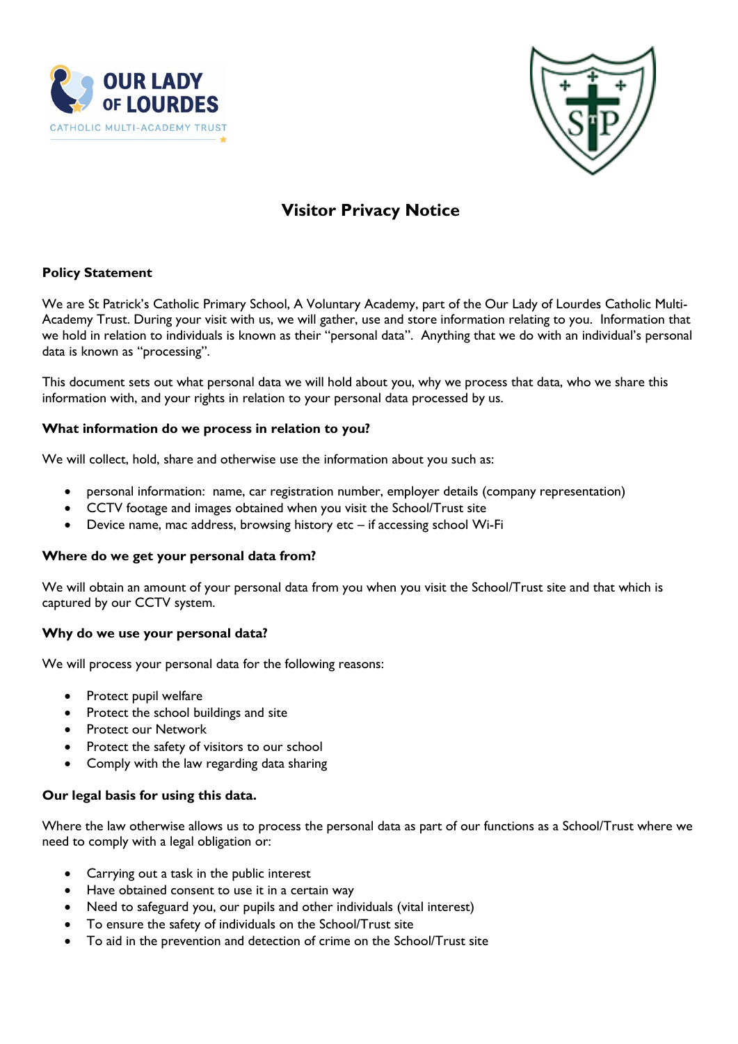# Visitor Privacy Notice

**Policy Statement**

We are St Patrick's Catholic Primary School, A Voluntary Academy, part of the Our Lady of Lourdes Catholic Multi-Academy Trust. During your visit with us, we will gather, use and store information relating to you. Information that we hold in relation to individuals is known as their "personal data". Anything that we do with an individual's personal data is known as "processing".

This document sets out what personal data we will hold about you, why we process that data, who we share this information with, and your rights in relation to your personal data processed by us.

**What information do we process in relation to you?**

We will collect, hold, share and otherwise use the information about you such as:

- personal information: name, car registration number, employer details (company representation)
- CCTV footage and images obtained when you visit the School/Trust site
- Device name, mac address, browsing history etc – if accessing school Wi-Fi

**Where do we get your personal data from?**

We will obtain an amount of your personal data from you when you visit the School/Trust site and that which is captured by our CCTV system.

**Why do we use your personal data?**

We will process your personal data for the following reasons:

- Protect pupil welfare
- Protect the school buildings and site
- Protect our Network
- Protect the safety of visitors to our school
- Comply with the law regarding data sharing

**Our legal basis for using this data.**

Where the law otherwise allows us to process the personal data as part of our functions as a School/Trust where we need to comply with a legal obligation or:

- Carrying out a task in the public interest
- Have obtained consent to use it in a certain way
- Need to safeguard you, our pupils and other individuals (vital interest)
- To ensure the safety of individuals on the School/Trust site
- To aid in the prevention and detection of crime on the School/Trust site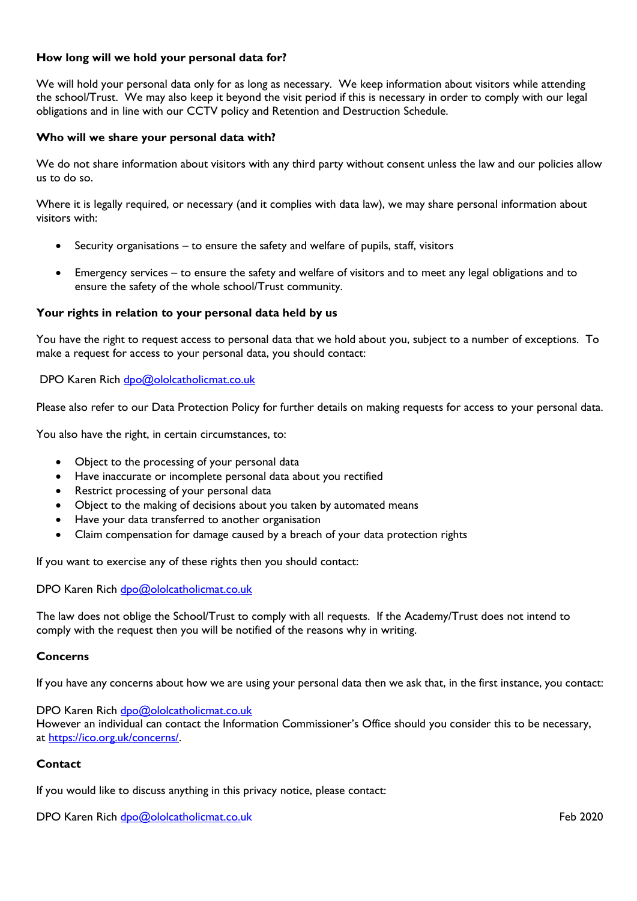### How long will we hold your personal data for?

We will hold your personal data only for as long as necessary. We keep information about visitors while attending the school/Trust. We may also keep it beyond the visit period if this is necessary in order to comply with our legal obligations and in line with our CCTV policy and Retention and Destruction Schedule.

### Who will we share your personal data with?

We do not share information about visitors with any third party without consent unless the law and our policies allow us to do so.

Where it is legally required, or necessary (and it complies with data law), we may share personal information about visitors with:

- Security organisations – to ensure the safety and welfare of pupils, staff, visitors
- Emergency services – to ensure the safety and welfare of visitors and to meet any legal obligations and to ensure the safety of the whole school/Trust community.

### Your rights in relation to your personal data held by us

You have the right to request access to personal data that we hold about you, subject to a number of exceptions. To make a request for access to your personal data, you should contact:

DPO Karen Rich dpo@ololcatholicmat.co.uk

Please also refer to our Data Protection Policy for further details on making requests for access to your personal data.

You also have the right, in certain circumstances, to:

- Object to the processing of your personal data
- Have inaccurate or incomplete personal data about you rectified
- Restrict processing of your personal data
- Object to the making of decisions about you taken by automated means
- Have your data transferred to another organisation
- Claim compensation for damage caused by a breach of your data protection rights

If you want to exercise any of these rights then you should contact:

DPO Karen Rich dpo@ololcatholicmat.co.uk

The law does not oblige the School/Trust to comply with all requests. If the Academy/Trust does not intend to comply with the request then you will be notified of the reasons why in writing.

### Concerns

If you have any concerns about how we are using your personal data then we ask that, in the first instance, you contact:

DPO Karen Rich dpo@ololcatholicmat.co.uk
However an individual can contact the Information Commissioner's Office should you consider this to be necessary, at https://ico.org.uk/concerns/.

### Contact

If you would like to discuss anything in this privacy notice, please contact:

DPO Karen Rich dpo@ololcatholicmat.co.uk

Feb 2020